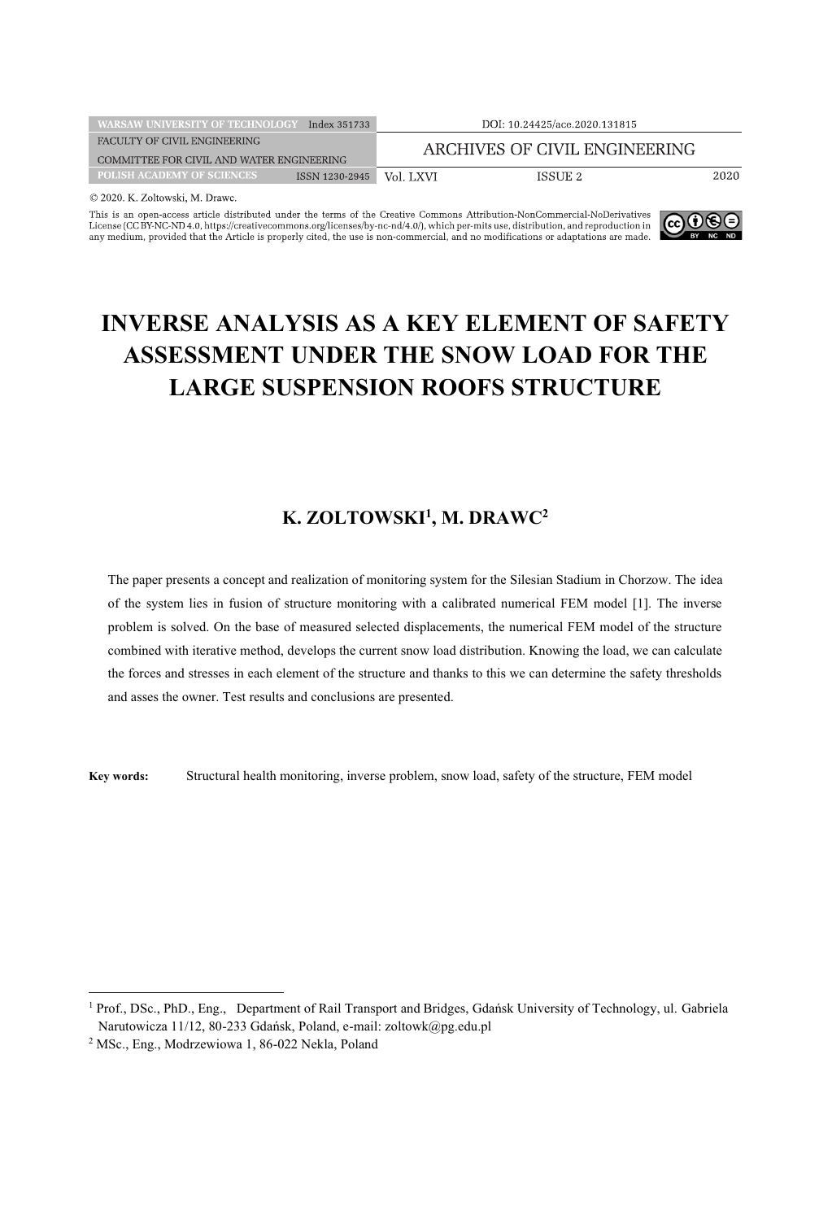© 2020. K. Zoltowski, M. Drawc.

This is an open-access article distributed under the terms of the Creative Commons Attribution-NonCommercial-NoDerivatives License (CC BY-NC-ND 4.0, https://creativecommons.org/licenses/by-nc-nd/4.0/), which per-mits use, distribution, and reproduction in any medium, provided that the Article is properly cited, the use is non-commercial, and no modifications or adaptations are made.

# INVERSE ANALYSIS AS A KEY ELEMENT OF SAFETY ASSESSMENT UNDER THE SNOW LOAD FOR THE LARGE SUSPENSION ROOFS STRUCTURE

## K. ZOLTOWSKI[1], M. DRAWC[2]

The paper presents a concept and realization of monitoring system for the Silesian Stadium in Chorzow. The idea of the system lies in fusion of structure monitoring with a calibrated numerical FEM model [1]. The inverse problem is solved. On the base of measured selected displacements, the numerical FEM model of the structure combined with iterative method, develops the current snow load distribution. Knowing the load, we can calculate the forces and stresses in each element of the structure and thanks to this we can determine the safety thresholds and asses the owner. Test results and conclusions are presented.

**Key words:** Structural health monitoring, inverse problem, snow load, safety of the structure, FEM model

---

[1] Prof., DSc., PhD., Eng., Department of Rail Transport and Bridges, Gdańsk University of Technology, ul. Gabriela Narutowicza 11/12, 80-233 Gdańsk, Poland, e-mail: zoltowk@pg.edu.pl

[2] MSc., Eng., Modrzewiowa 1, 86-022 Nekla, Poland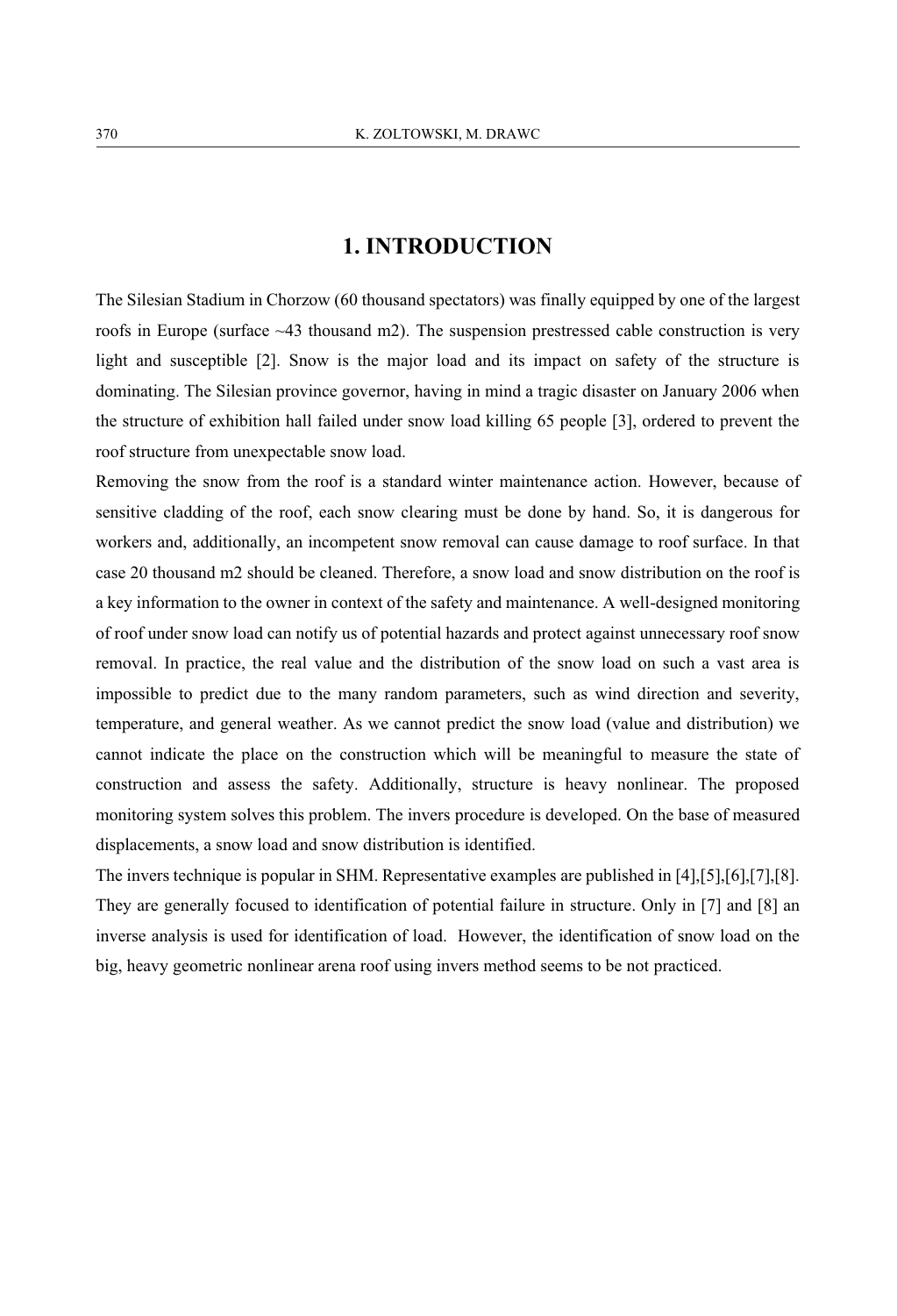# 1. INTRODUCTION

The Silesian Stadium in Chorzow (60 thousand spectators) was finally equipped by one of the largest roofs in Europe (surface ~43 thousand m2). The suspension prestressed cable construction is very light and susceptible [2]. Snow is the major load and its impact on safety of the structure is dominating. The Silesian province governor, having in mind a tragic disaster on January 2006 when the structure of exhibition hall failed under snow load killing 65 people [3], ordered to prevent the roof structure from unexpectable snow load.

Removing the snow from the roof is a standard winter maintenance action. However, because of sensitive cladding of the roof, each snow clearing must be done by hand. So, it is dangerous for workers and, additionally, an incompetent snow removal can cause damage to roof surface. In that case 20 thousand m2 should be cleaned. Therefore, a snow load and snow distribution on the roof is a key information to the owner in context of the safety and maintenance. A well-designed monitoring of roof under snow load can notify us of potential hazards and protect against unnecessary roof snow removal. In practice, the real value and the distribution of the snow load on such a vast area is impossible to predict due to the many random parameters, such as wind direction and severity, temperature, and general weather. As we cannot predict the snow load (value and distribution) we cannot indicate the place on the construction which will be meaningful to measure the state of construction and assess the safety. Additionally, structure is heavy nonlinear. The proposed monitoring system solves this problem. The invers procedure is developed. On the base of measured displacements, a snow load and snow distribution is identified.

The invers technique is popular in SHM. Representative examples are published in [4],[5],[6],[7],[8]. They are generally focused to identification of potential failure in structure. Only in [7] and [8] an inverse analysis is used for identification of load. However, the identification of snow load on the big, heavy geometric nonlinear arena roof using invers method seems to be not practiced.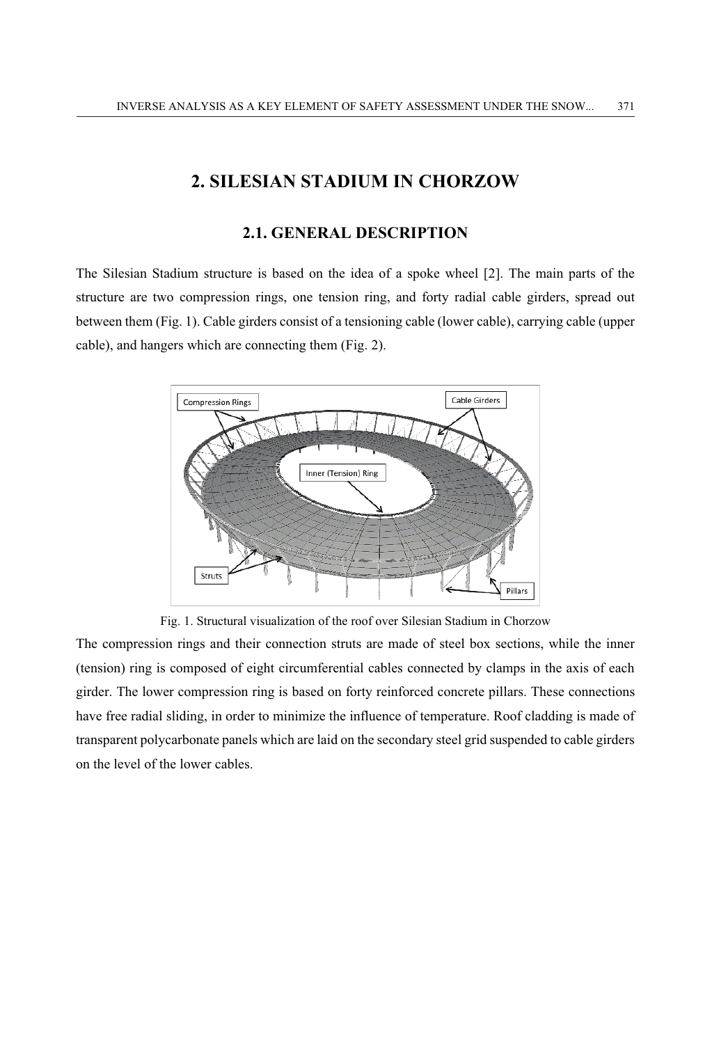# 2. SILESIAN STADIUM IN CHORZOW

## 2.1. GENERAL DESCRIPTION

The Silesian Stadium structure is based on the idea of a spoke wheel [2]. The main parts of the structure are two compression rings, one tension ring, and forty radial cable girders, spread out between them (Fig. 1). Cable girders consist of a tensioning cable (lower cable), carrying cable (upper cable), and hangers which are connecting them (Fig. 2).

Fig. 1. Structural visualization of the roof over Silesian Stadium in Chorzow

The compression rings and their connection struts are made of steel box sections, while the inner (tension) ring is composed of eight circumferential cables connected by clamps in the axis of each girder. The lower compression ring is based on forty reinforced concrete pillars. These connections have free radial sliding, in order to minimize the influence of temperature. Roof cladding is made of transparent polycarbonate panels which are laid on the secondary steel grid suspended to cable girders on the level of the lower cables.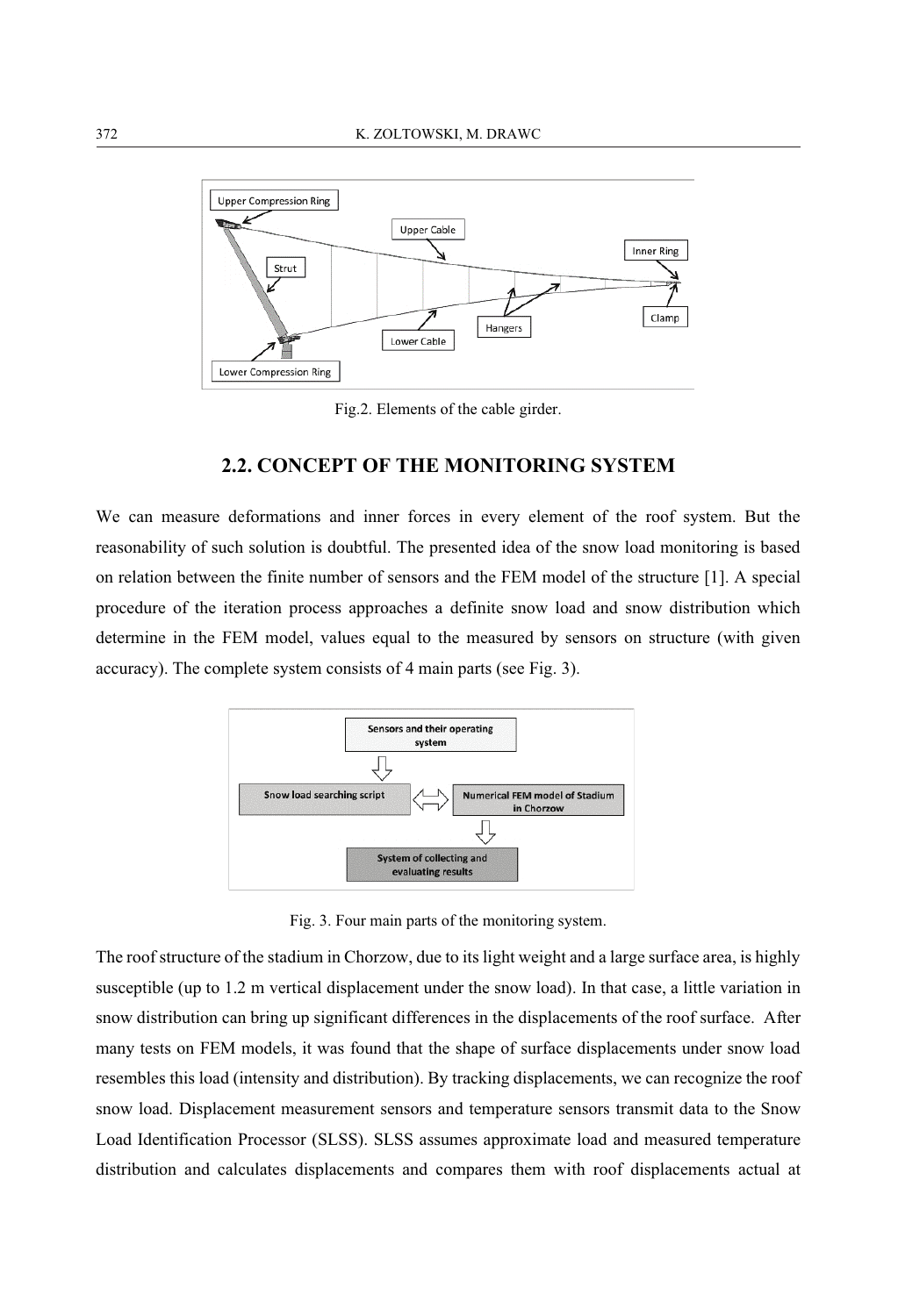Fig.2. Elements of the cable girder.

## 2.2. CONCEPT OF THE MONITORING SYSTEM

We can measure deformations and inner forces in every element of the roof system. But the reasonability of such solution is doubtful. The presented idea of the snow load monitoring is based on relation between the finite number of sensors and the FEM model of the structure [1]. A special procedure of the iteration process approaches a definite snow load and snow distribution which determine in the FEM model, values equal to the measured by sensors on structure (with given accuracy). The complete system consists of 4 main parts (see Fig. 3).

Fig. 3. Four main parts of the monitoring system.

The roof structure of the stadium in Chorzow, due to its light weight and a large surface area, is highly susceptible (up to 1.2 m vertical displacement under the snow load). In that case, a little variation in snow distribution can bring up significant differences in the displacements of the roof surface. After many tests on FEM models, it was found that the shape of surface displacements under snow load resembles this load (intensity and distribution). By tracking displacements, we can recognize the roof snow load. Displacement measurement sensors and temperature sensors transmit data to the Snow Load Identification Processor (SLSS). SLSS assumes approximate load and measured temperature distribution and calculates displacements and compares them with roof displacements actual at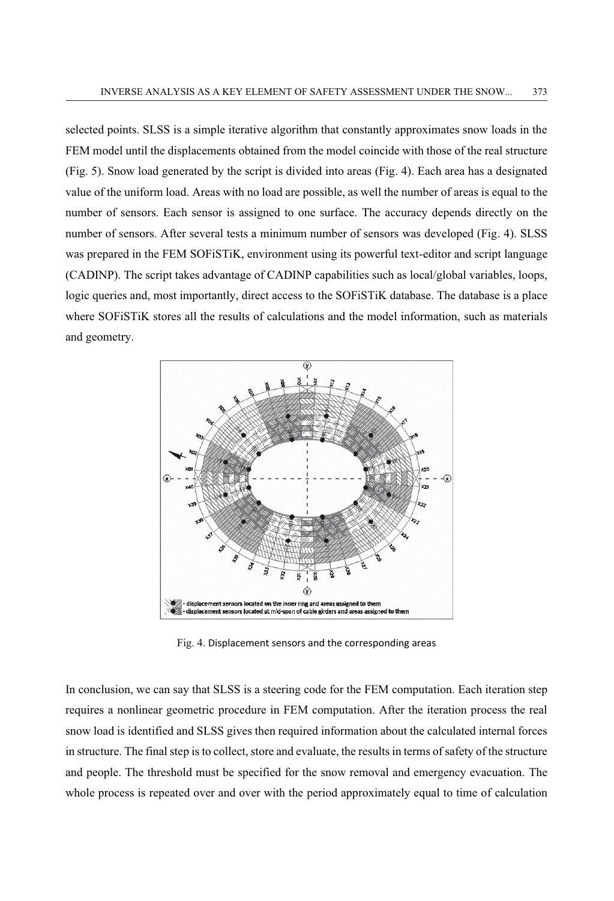selected points. SLSS is a simple iterative algorithm that constantly approximates snow loads in the FEM model until the displacements obtained from the model coincide with those of the real structure (Fig. 5). Snow load generated by the script is divided into areas (Fig. 4). Each area has a designated value of the uniform load. Areas with no load are possible, as well the number of areas is equal to the number of sensors. Each sensor is assigned to one surface. The accuracy depends directly on the number of sensors. After several tests a minimum number of sensors was developed (Fig. 4). SLSS was prepared in the FEM SOFiSTiK, environment using its powerful text-editor and script language (CADINP). The script takes advantage of CADINP capabilities such as local/global variables, loops, logic queries and, most importantly, direct access to the SOFiSTiK database. The database is a place where SOFiSTiK stores all the results of calculations and the model information, such as materials and geometry.

Fig. 4. Displacement sensors and the corresponding areas

In conclusion, we can say that SLSS is a steering code for the FEM computation. Each iteration step requires a nonlinear geometric procedure in FEM computation. After the iteration process the real snow load is identified and SLSS gives then required information about the calculated internal forces in structure. The final step is to collect, store and evaluate, the results in terms of safety of the structure and people. The threshold must be specified for the snow removal and emergency evacuation. The whole process is repeated over and over with the period approximately equal to time of calculation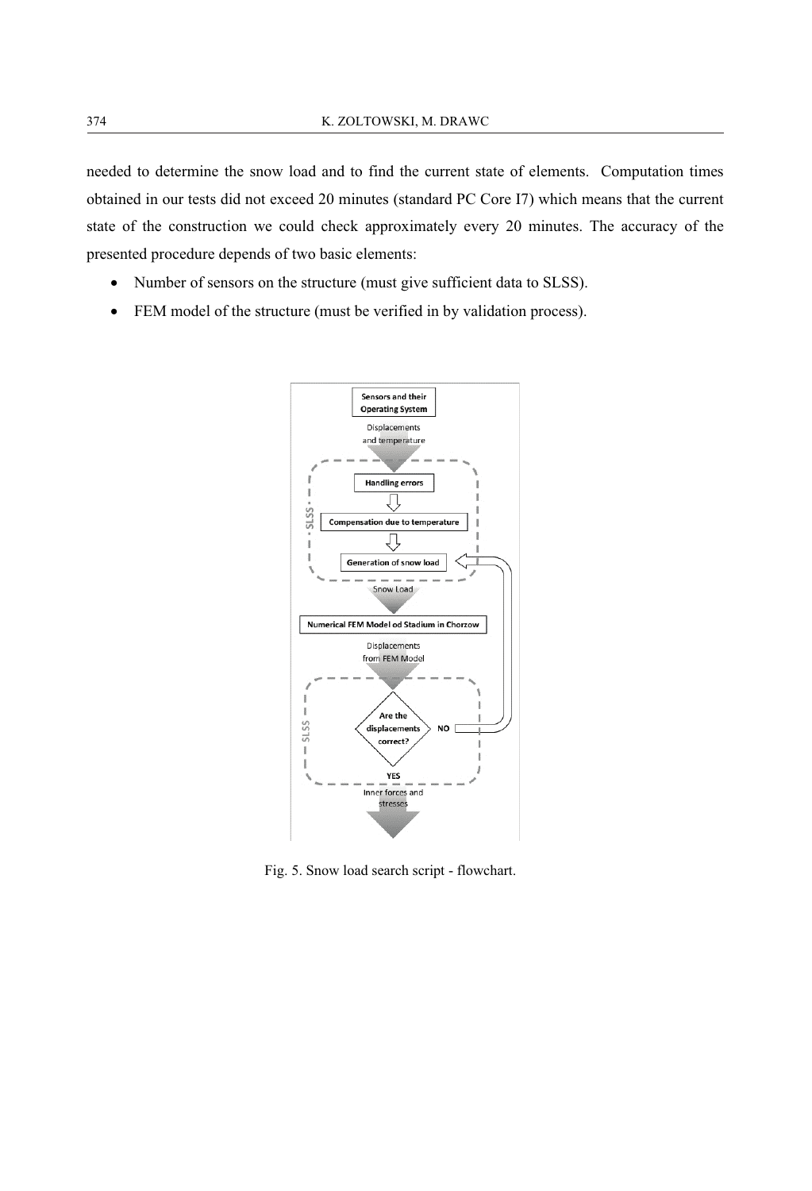needed to determine the snow load and to find the current state of elements. Computation times obtained in our tests did not exceed 20 minutes (standard PC Core I7) which means that the current state of the construction we could check approximately every 20 minutes. The accuracy of the presented procedure depends of two basic elements:

- Number of sensors on the structure (must give sufficient data to SLSS).
- FEM model of the structure (must be verified in by validation process).

Fig. 5. Snow load search script - flowchart.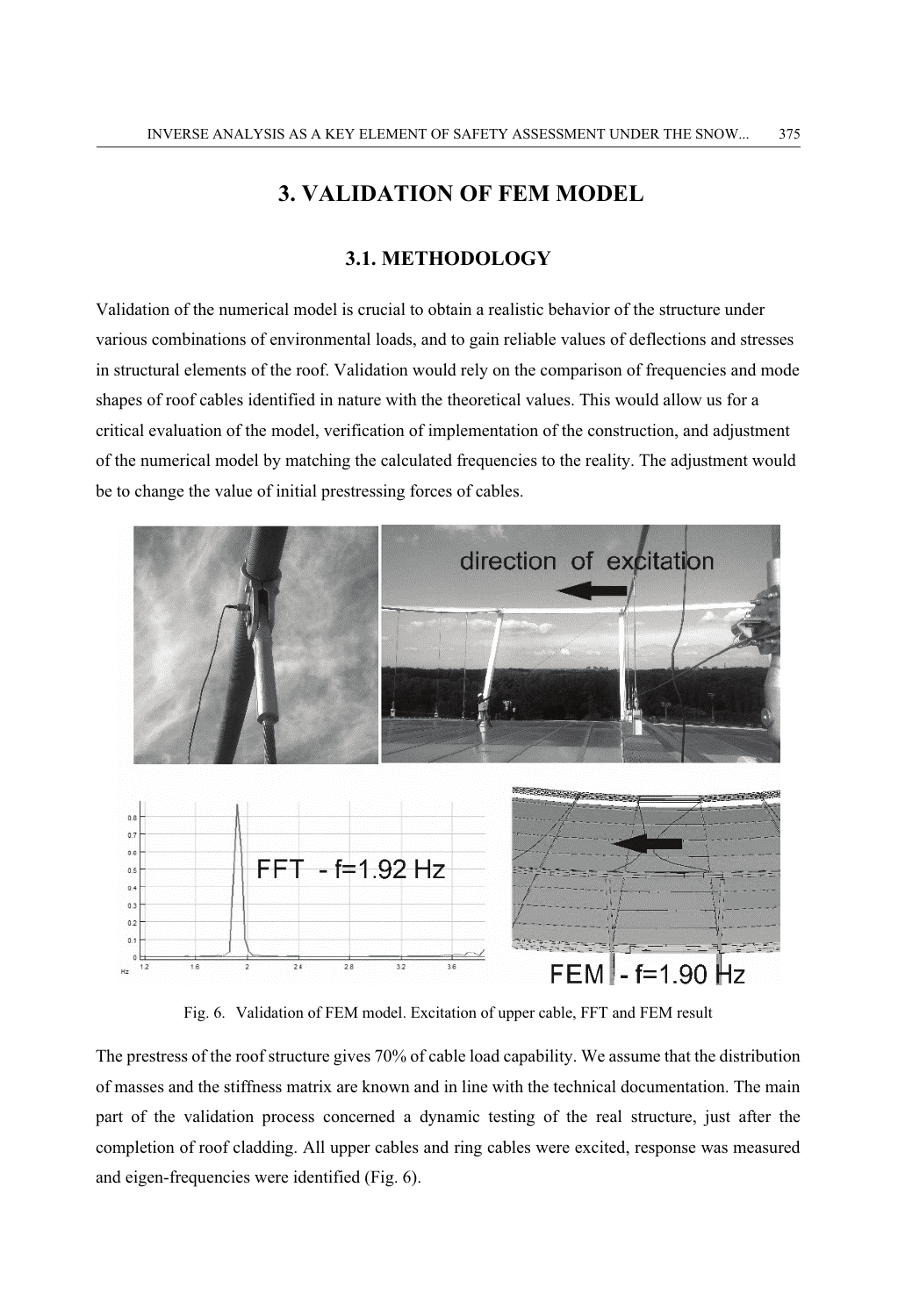# 3. VALIDATION OF FEM MODEL

## 3.1. METHODOLOGY

Validation of the numerical model is crucial to obtain a realistic behavior of the structure under various combinations of environmental loads, and to gain reliable values of deflections and stresses in structural elements of the roof. Validation would rely on the comparison of frequencies and mode shapes of roof cables identified in nature with the theoretical values. This would allow us for a critical evaluation of the model, verification of implementation of the construction, and adjustment of the numerical model by matching the calculated frequencies to the reality. The adjustment would be to change the value of initial prestressing forces of cables.

Fig. 6. Validation of FEM model. Excitation of upper cable, FFT and FEM result

The prestress of the roof structure gives 70% of cable load capability. We assume that the distribution of masses and the stiffness matrix are known and in line with the technical documentation. The main part of the validation process concerned a dynamic testing of the real structure, just after the completion of roof cladding. All upper cables and ring cables were excited, response was measured and eigen-frequencies were identified (Fig. 6).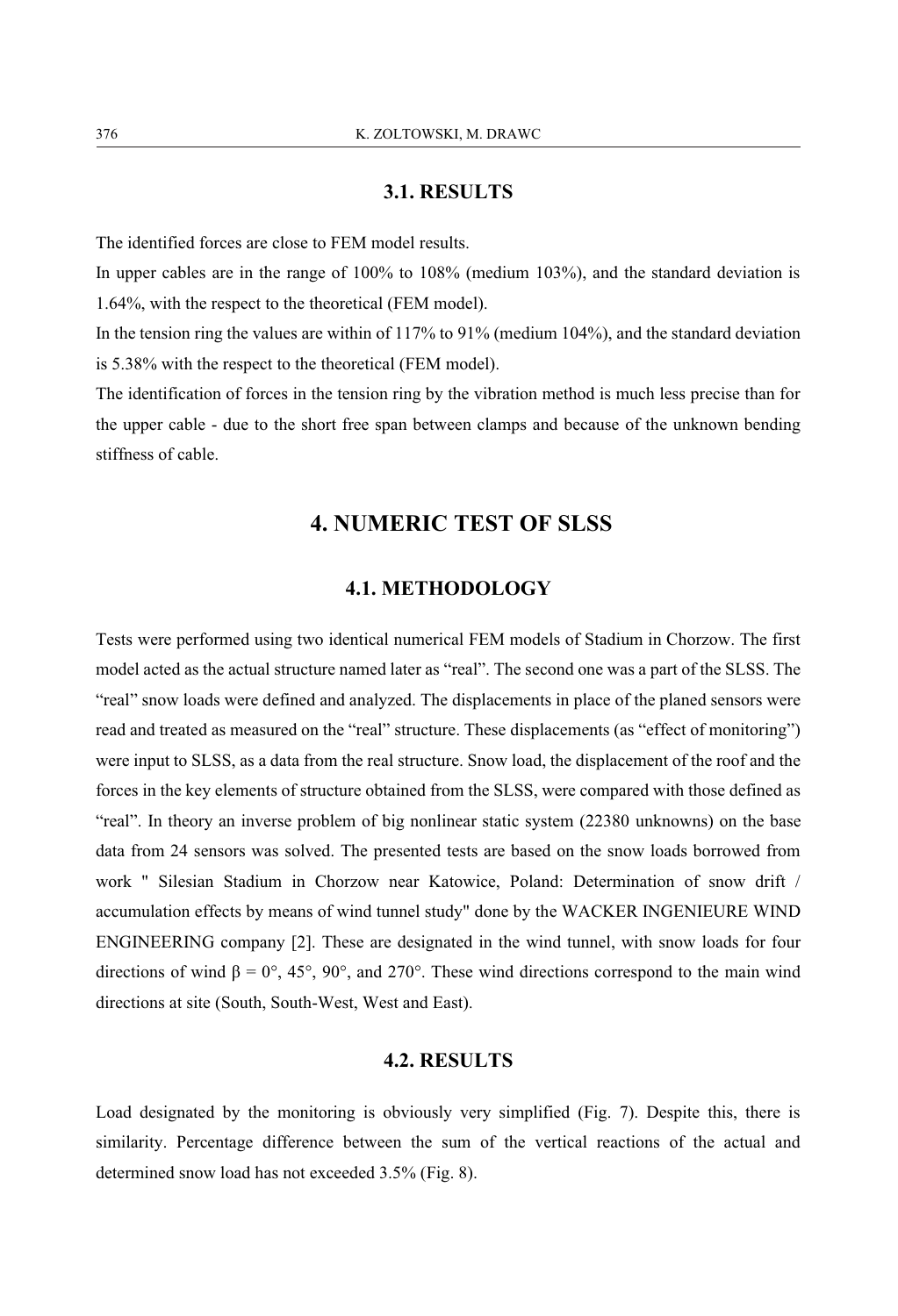### 3.1. RESULTS

The identified forces are close to FEM model results.

In upper cables are in the range of 100% to 108% (medium 103%), and the standard deviation is 1.64%, with the respect to the theoretical (FEM model).

In the tension ring the values are within of 117% to 91% (medium 104%), and the standard deviation is 5.38% with the respect to the theoretical (FEM model).

The identification of forces in the tension ring by the vibration method is much less precise than for the upper cable - due to the short free span between clamps and because of the unknown bending stiffness of cable.

## 4. NUMERIC TEST OF SLSS

### 4.1. METHODOLOGY

Tests were performed using two identical numerical FEM models of Stadium in Chorzow. The first model acted as the actual structure named later as "real". The second one was a part of the SLSS. The "real" snow loads were defined and analyzed. The displacements in place of the planed sensors were read and treated as measured on the "real" structure. These displacements (as "effect of monitoring") were input to SLSS, as a data from the real structure. Snow load, the displacement of the roof and the forces in the key elements of structure obtained from the SLSS, were compared with those defined as "real". In theory an inverse problem of big nonlinear static system (22380 unknowns) on the base data from 24 sensors was solved. The presented tests are based on the snow loads borrowed from work " Silesian Stadium in Chorzow near Katowice, Poland: Determination of snow drift / accumulation effects by means of wind tunnel study" done by the WACKER INGENIEURE WIND ENGINEERING company [2]. These are designated in the wind tunnel, with snow loads for four directions of wind $\beta = 0°, 45°, 90°$, and $270°$. These wind directions correspond to the main wind directions at site (South, South-West, West and East).

### 4.2. RESULTS

Load designated by the monitoring is obviously very simplified (Fig. 7). Despite this, there is similarity. Percentage difference between the sum of the vertical reactions of the actual and determined snow load has not exceeded 3.5% (Fig. 8).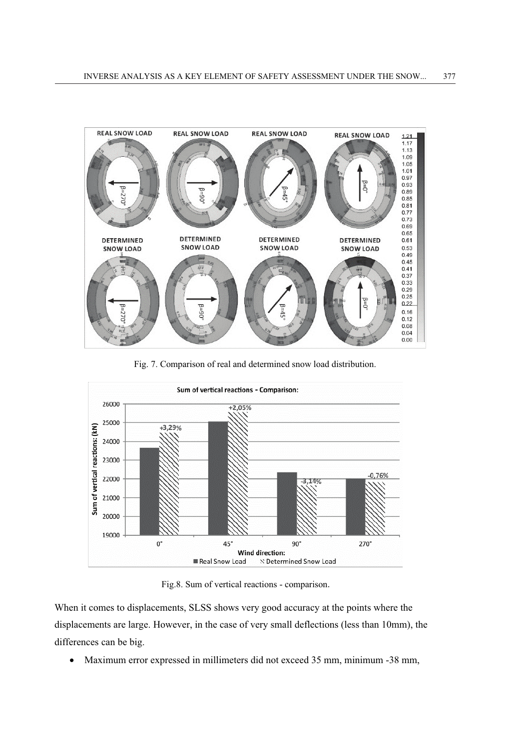Fig. 7. Comparison of real and determined snow load distribution.

Fig.8. Sum of vertical reactions - comparison.

When it comes to displacements, SLSS shows very good accuracy at the points where the displacements are large. However, in the case of very small deflections (less than 10mm), the differences can be big.

- Maximum error expressed in millimeters did not exceed 35 mm, minimum -38 mm,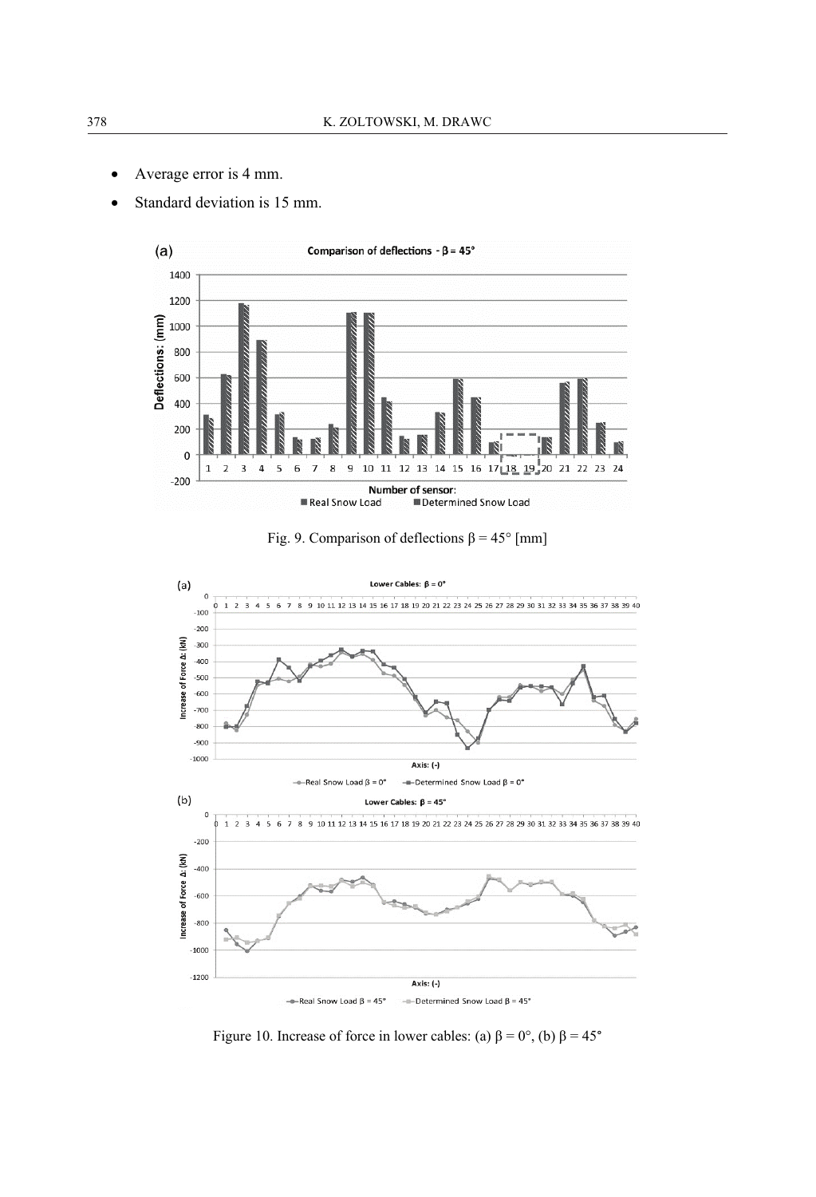- Average error is 4 mm.
- Standard deviation is 15 mm.

Fig. 9. Comparison of deflections β = 45° [mm]

Figure 10. Increase of force in lower cables: (a) β = 0°, (b) β = 45°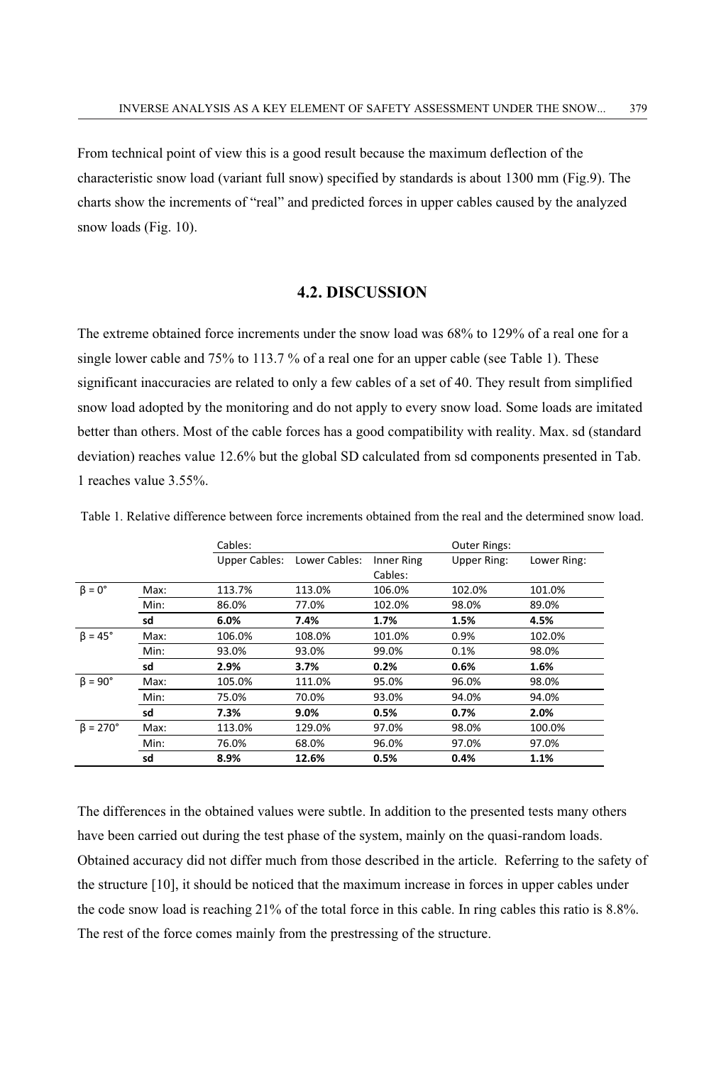From technical point of view this is a good result because the maximum deflection of the characteristic snow load (variant full snow) specified by standards is about 1300 mm (Fig.9). The charts show the increments of "real" and predicted forces in upper cables caused by the analyzed snow loads (Fig. 10).

## 4.2. DISCUSSION

The extreme obtained force increments under the snow load was 68% to 129% of a real one for a single lower cable and 75% to 113.7 % of a real one for an upper cable (see Table 1). These significant inaccuracies are related to only a few cables of a set of 40. They result from simplified snow load adopted by the monitoring and do not apply to every snow load. Some loads are imitated better than others. Most of the cable forces has a good compatibility with reality. Max. sd (standard deviation) reaches value 12.6% but the global SD calculated from sd components presented in Tab. 1 reaches value 3.55%.

Table 1. Relative difference between force increments obtained from the real and the determined snow load.

| | | Cables: | | | Outer Rings: | |
|---|---|---|---|---|---|---|
| | | Upper Cables: | Lower Cables: | Inner Ring Cables: | Upper Ring: | Lower Ring: |
| β = 0° | Max: | 113.7% | 113.0% | 106.0% | 102.0% | 101.0% |
| | Min: | 86.0% | 77.0% | 102.0% | 98.0% | 89.0% |
| | **sd** | **6.0%** | **7.4%** | **1.7%** | **1.5%** | **4.5%** |
| β = 45° | Max: | 106.0% | 108.0% | 101.0% | 0.9% | 102.0% |
| | Min: | 93.0% | 93.0% | 99.0% | 0.1% | 98.0% |
| | **sd** | **2.9%** | **3.7%** | **0.2%** | **0.6%** | **1.6%** |
| β = 90° | Max: | 105.0% | 111.0% | 95.0% | 96.0% | 98.0% |
| | Min: | 75.0% | 70.0% | 93.0% | 94.0% | 94.0% |
| | **sd** | **7.3%** | **9.0%** | **0.5%** | **0.7%** | **2.0%** |
| β = 270° | Max: | 113.0% | 129.0% | 97.0% | 98.0% | 100.0% |
| | Min: | 76.0% | 68.0% | 96.0% | 97.0% | 97.0% |
| | **sd** | **8.9%** | **12.6%** | **0.5%** | **0.4%** | **1.1%** |

The differences in the obtained values were subtle. In addition to the presented tests many others have been carried out during the test phase of the system, mainly on the quasi-random loads. Obtained accuracy did not differ much from those described in the article. Referring to the safety of the structure [10], it should be noticed that the maximum increase in forces in upper cables under the code snow load is reaching 21% of the total force in this cable. In ring cables this ratio is 8.8%. The rest of the force comes mainly from the prestressing of the structure.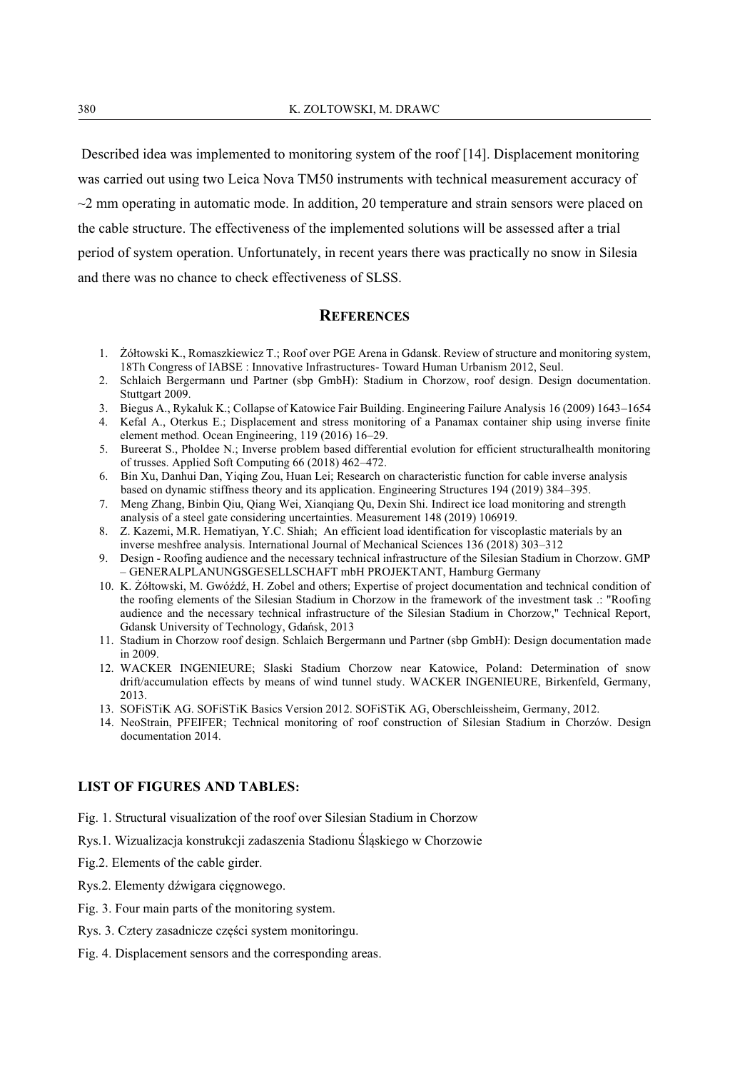Described idea was implemented to monitoring system of the roof [14]. Displacement monitoring was carried out using two Leica Nova TM50 instruments with technical measurement accuracy of ~2 mm operating in automatic mode. In addition, 20 temperature and strain sensors were placed on the cable structure. The effectiveness of the implemented solutions will be assessed after a trial period of system operation. Unfortunately, in recent years there was practically no snow in Silesia and there was no chance to check effectiveness of SLSS.

## REFERENCES

1. Żółtowski K., Romaszkiewicz T.; Roof over PGE Arena in Gdansk. Review of structure and monitoring system, 18Th Congress of IABSE : Innovative Infrastructures- Toward Human Urbanism 2012, Seul.
2. Schlaich Bergermann und Partner (sbp GmbH): Stadium in Chorzow, roof design. Design documentation. Stuttgart 2009.
3. Biegus A., Rykaluk K.; Collapse of Katowice Fair Building. Engineering Failure Analysis 16 (2009) 1643–1654
4. Kefal A., Oterkus E.; Displacement and stress monitoring of a Panamax container ship using inverse finite element method. Ocean Engineering, 119 (2016) 16–29.
5. Bureerat S., Pholdee N.; Inverse problem based differential evolution for efficient structuralhealth monitoring of trusses. Applied Soft Computing 66 (2018) 462–472.
6. Bin Xu, Danhui Dan, Yiqing Zou, Huan Lei; Research on characteristic function for cable inverse analysis based on dynamic stiffness theory and its application. Engineering Structures 194 (2019) 384–395.
7. Meng Zhang, Binbin Qiu, Qiang Wei, Xianqiang Qu, Dexin Shi. Indirect ice load monitoring and strength analysis of a steel gate considering uncertainties. Measurement 148 (2019) 106919.
8. Z. Kazemi, M.R. Hematiyan, Y.C. Shiah; An efficient load identification for viscoplastic materials by an inverse meshfree analysis. International Journal of Mechanical Sciences 136 (2018) 303–312
9. Design - Roofing audience and the necessary technical infrastructure of the Silesian Stadium in Chorzow. GMP – GENERALPLANUNGSGESELLSCHAFT mbH PROJEKTANT, Hamburg Germany
10. K. Żółtowski, M. Gwóźdź, H. Zobel and others; Expertise of project documentation and technical condition of the roofing elements of the Silesian Stadium in Chorzow in the framework of the investment task .: "Roofing audience and the necessary technical infrastructure of the Silesian Stadium in Chorzow," Technical Report, Gdansk University of Technology, Gdańsk, 2013
11. Stadium in Chorzow roof design. Schlaich Bergermann und Partner (sbp GmbH): Design documentation made in 2009.
12. WACKER INGENIEURE; Slaski Stadium Chorzow near Katowice, Poland: Determination of snow drift/accumulation effects by means of wind tunnel study. WACKER INGENIEURE, Birkenfeld, Germany, 2013.
13. SOFiSTiK AG. SOFiSTiK Basics Version 2012. SOFiSTiK AG, Oberschleissheim, Germany, 2012.
14. NeoStrain, PFEIFER; Technical monitoring of roof construction of Silesian Stadium in Chorzów. Design documentation 2014.

### LIST OF FIGURES AND TABLES:

Fig. 1. Structural visualization of the roof over Silesian Stadium in Chorzow

Rys.1. Wizualizacja konstrukcji zadaszenia Stadionu Śląskiego w Chorzowie

Fig.2. Elements of the cable girder.

Rys.2. Elementy dźwigara cięgnowego.

Fig. 3. Four main parts of the monitoring system.

Rys. 3. Cztery zasadnicze części system monitoringu.

Fig. 4. Displacement sensors and the corresponding areas.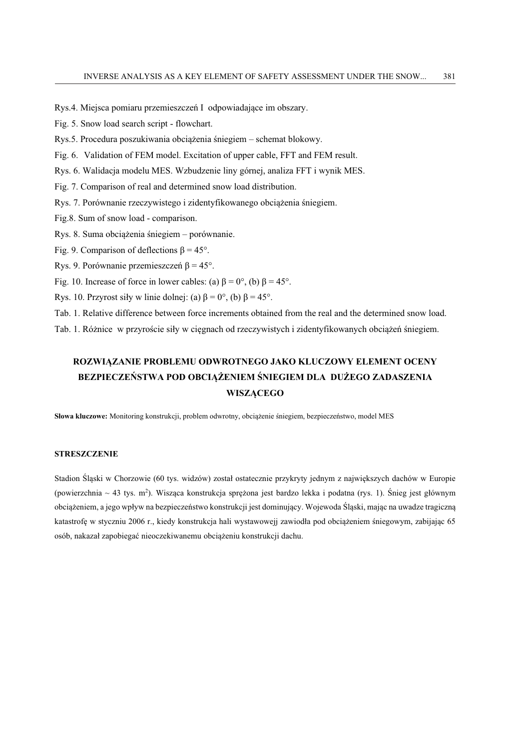Rys.4. Miejsca pomiaru przemieszczeń I  odpowiadające im obszary.

Fig. 5. Snow load search script - flowchart.

Rys.5. Procedura poszukiwania obciążenia śniegiem – schemat blokowy.

Fig. 6.  Validation of FEM model. Excitation of upper cable, FFT and FEM result.

Rys. 6. Walidacja modelu MES. Wzbudzenie liny górnej, analiza FFT i wynik MES.

Fig. 7. Comparison of real and determined snow load distribution.

Rys. 7. Porównanie rzeczywistego i zidentyfikowanego obciążenia śniegiem.

Fig.8. Sum of snow load - comparison.

Rys. 8. Suma obciążenia śniegiem – porównanie.

Fig. 9. Comparison of deflections $\beta = 45°$.

Rys. 9. Porównanie przemieszczeń $\beta = 45°$.

Fig. 10. Increase of force in lower cables: (a) $\beta = 0°$, (b) $\beta = 45°$.

Rys. 10. Przyrost siły w linie dolnej: (a) $\beta = 0°$, (b) $\beta = 45°$.

Tab. 1. Relative difference between force increments obtained from the real and the determined snow load.

Tab. 1. Różnice  w przyroście siły w cięgnach od rzeczywistych i zidentyfikowanych obciążeń śniegiem.

## ROZWIĄZANIE PROBLEMU ODWROTNEGO JAKO KLUCZOWY ELEMENT OCENY BEZPIECZEŃSTWA POD OBCIĄŻENIEM ŚNIEGIEM DLA DUŻEGO ZADASZENIA WISZĄCEGO

**Słowa kluczowe:** Monitoring konstrukcji, problem odwrotny, obciążenie śniegiem, bezpieczeństwo, model MES

### STRESZCZENIE

Stadion Śląski w Chorzowie (60 tys. widzów) został ostatecznie przykryty jednym z największych dachów w Europie (powierzchnia ~ 43 tys. m$^2$). Wisząca konstrukcja sprężona jest bardzo lekka i podatna (rys. 1). Śnieg jest głównym obciążeniem, a jego wpływ na bezpieczeństwo konstrukcji jest dominujący. Wojewoda Śląski, mając na uwadze tragiczną katastrofę w styczniu 2006 r., kiedy konstrukcja hali wystawowejj zawiodła pod obciążeniem śniegowym, zabijając 65 osób, nakazał zapobiegać nieoczekiwanemu obciążeniu konstrukcji dachu.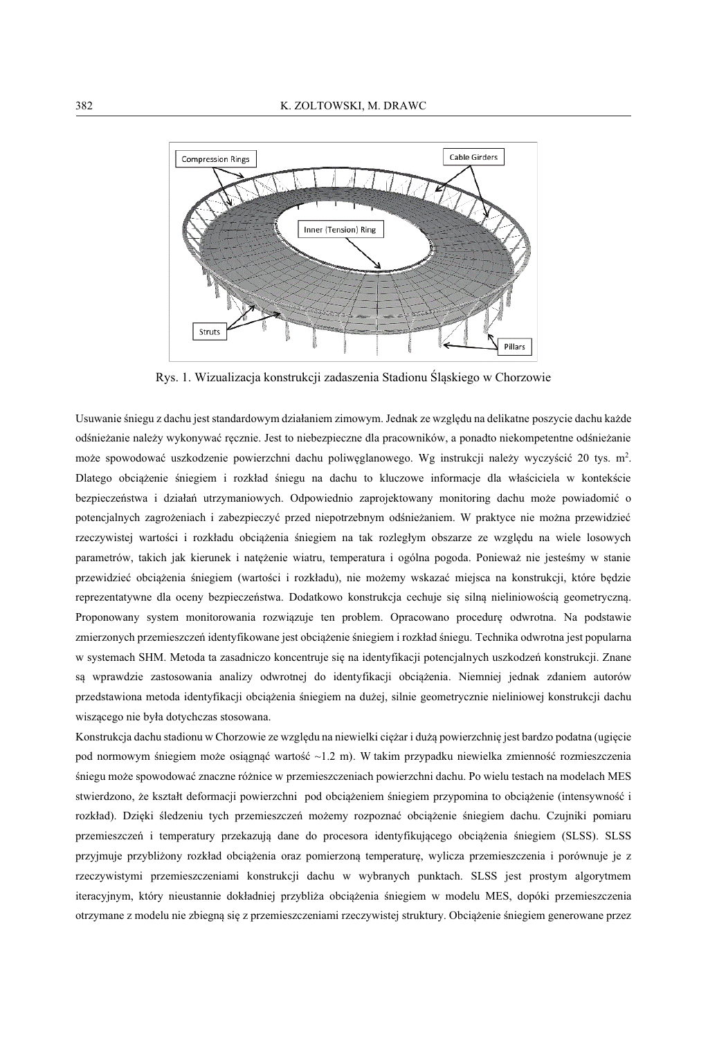Rys. 1. Wizualizacja konstrukcji zadaszenia Stadionu Śląskiego w Chorzowie

Usuwanie śniegu z dachu jest standardowym działaniem zimowym. Jednak ze względu na delikatne poszycie dachu każde odśnieżanie należy wykonywać ręcznie. Jest to niebezpieczne dla pracowników, a ponadto niekompetentne odśnieżanie może spowodować uszkodzenie powierzchni dachu poliwęglanowego. Wg instrukcji należy wyczyścić 20 tys. m$^2$. Dlatego obciążenie śniegiem i rozkład śniegu na dachu to kluczowe informacje dla właściciela w kontekście bezpieczeństwa i działań utrzymaniowych. Odpowiednio zaprojektowany monitoring dachu może powiadomić o potencjalnych zagrożeniach i zabezpieczyć przed niepotrzebnym odśnieżaniem. W praktyce nie można przewidzieć rzeczywistej wartości i rozkładu obciążenia śniegiem na tak rozległym obszarze ze względu na wiele losowych parametrów, takich jak kierunek i natężenie wiatru, temperatura i ogólna pogoda. Ponieważ nie jesteśmy w stanie przewidzieć obciążenia śniegiem (wartości i rozkładu), nie możemy wskazać miejsca na konstrukcji, które będzie reprezentatywne dla oceny bezpieczeństwa. Dodatkowo konstrukcja cechuje się silną nieliniowością geometryczną. Proponowany system monitorowania rozwiązuje ten problem. Opracowano procedurę odwrotna. Na podstawie zmierzonych przemieszczeń identyfikowane jest obciążenie śniegiem i rozkład śniegu. Technika odwrotna jest popularna w systemach SHM. Metoda ta zasadniczo koncentruje się na identyfikacji potencjalnych uszkodzeń konstrukcji. Znane są wprawdzie zastosowania analizy odwrotnej do identyfikacji obciążenia. Niemniej jednak zdaniem autorów przedstawiona metoda identyfikacji obciążenia śniegiem na dużej, silnie geometrycznie nieliniowej konstrukcji dachu wiszącego nie była dotychczas stosowana.

Konstrukcja dachu stadionu w Chorzowie ze względu na niewielki ciężar i dużą powierzchnię jest bardzo podatna (ugięcie pod normowym śniegiem może osiągnąć wartość ~1.2 m). W takim przypadku niewielka zmienność rozmieszczenia śniegu może spowodować znaczne różnice w przemieszczeniach powierzchni dachu. Po wielu testach na modelach MES stwierdzono, że kształt deformacji powierzchni pod obciążeniem śniegiem przypomina to obciążenie (intensywność i rozkład). Dzięki śledzeniu tych przemieszczeń możemy rozpoznać obciążenie śniegiem dachu. Czujniki pomiaru przemieszczeń i temperatury przekazują dane do procesora identyfikującego obciążenia śniegiem (SLSS). SLSS przyjmuje przybliżony rozkład obciążenia oraz pomierzoną temperaturę, wylicza przemieszczenia i porównuje je z rzeczywistymi przemieszczeniami konstrukcji dachu w wybranych punktach. SLSS jest prostym algorytmem iteracyjnym, który nieustannie dokładniej przybliża obciążenia śniegiem w modelu MES, dopóki przemieszczenia otrzymane z modelu nie zbiegną się z przemieszczeniami rzeczywistej struktury. Obciążenie śniegiem generowane przez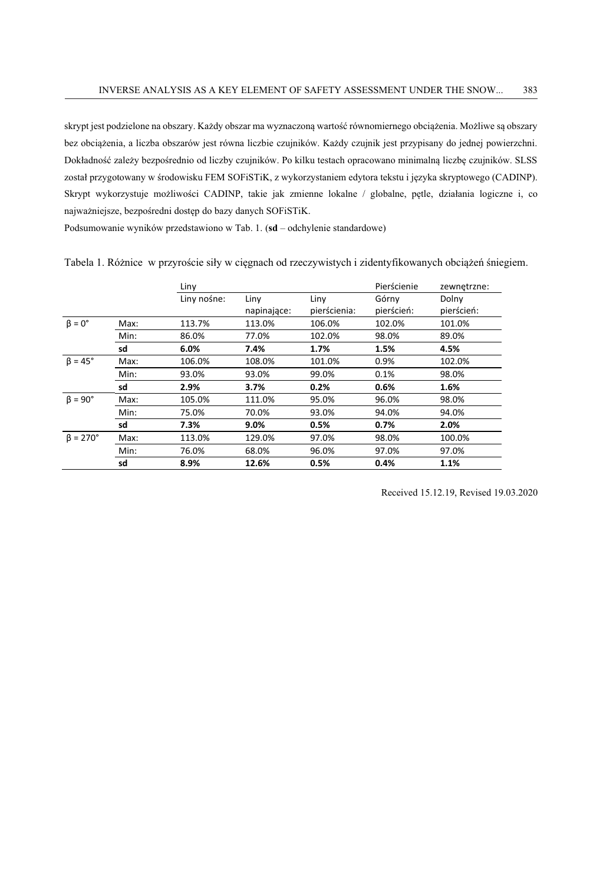skrypt jest podzielone na obszary. Każdy obszar ma wyznaczoną wartość równomiernego obciążenia. Możliwe są obszary bez obciążenia, a liczba obszarów jest równa liczbie czujników. Każdy czujnik jest przypisany do jednej powierzchni. Dokładność zależy bezpośrednio od liczby czujników. Po kilku testach opracowano minimalną liczbę czujników. SLSS został przygotowany w środowisku FEM SOFiSTiK, z wykorzystaniem edytora tekstu i języka skryptowego (CADINP). Skrypt wykorzystuje możliwości CADINP, takie jak zmienne lokalne / globalne, pętle, działania logiczne i, co najważniejsze, bezpośredni dostęp do bazy danych SOFiSTiK.

Podsumowanie wyników przedstawiono w Tab. 1. (**sd** – odchylenie standardowe)

Tabela 1. Różnice w przyroście siły w cięgnach od rzeczywistych i zidentyfikowanych obciążeń śniegiem.

| | | Liny | | | Pierścienie | zewnętrzne: |
|---|---|---|---|---|---|---|
| | | Liny nośne: | Liny napinające: | Liny pierścienia: | Górny pierścień: | Dolny pierścień: |
| β = 0° | Max: | 113.7% | 113.0% | 106.0% | 102.0% | 101.0% |
| | Min: | 86.0% | 77.0% | 102.0% | 98.0% | 89.0% |
| | **sd** | **6.0%** | **7.4%** | **1.7%** | **1.5%** | **4.5%** |
| β = 45° | Max: | 106.0% | 108.0% | 101.0% | 0.9% | 102.0% |
| | Min: | 93.0% | 93.0% | 99.0% | 0.1% | 98.0% |
| | **sd** | **2.9%** | **3.7%** | **0.2%** | **0.6%** | **1.6%** |
| β = 90° | Max: | 105.0% | 111.0% | 95.0% | 96.0% | 98.0% |
| | Min: | 75.0% | 70.0% | 93.0% | 94.0% | 94.0% |
| | **sd** | **7.3%** | **9.0%** | **0.5%** | **0.7%** | **2.0%** |
| β = 270° | Max: | 113.0% | 129.0% | 97.0% | 98.0% | 100.0% |
| | Min: | 76.0% | 68.0% | 96.0% | 97.0% | 97.0% |
| | **sd** | **8.9%** | **12.6%** | **0.5%** | **0.4%** | **1.1%** |

Received 15.12.19, Revised 19.03.2020